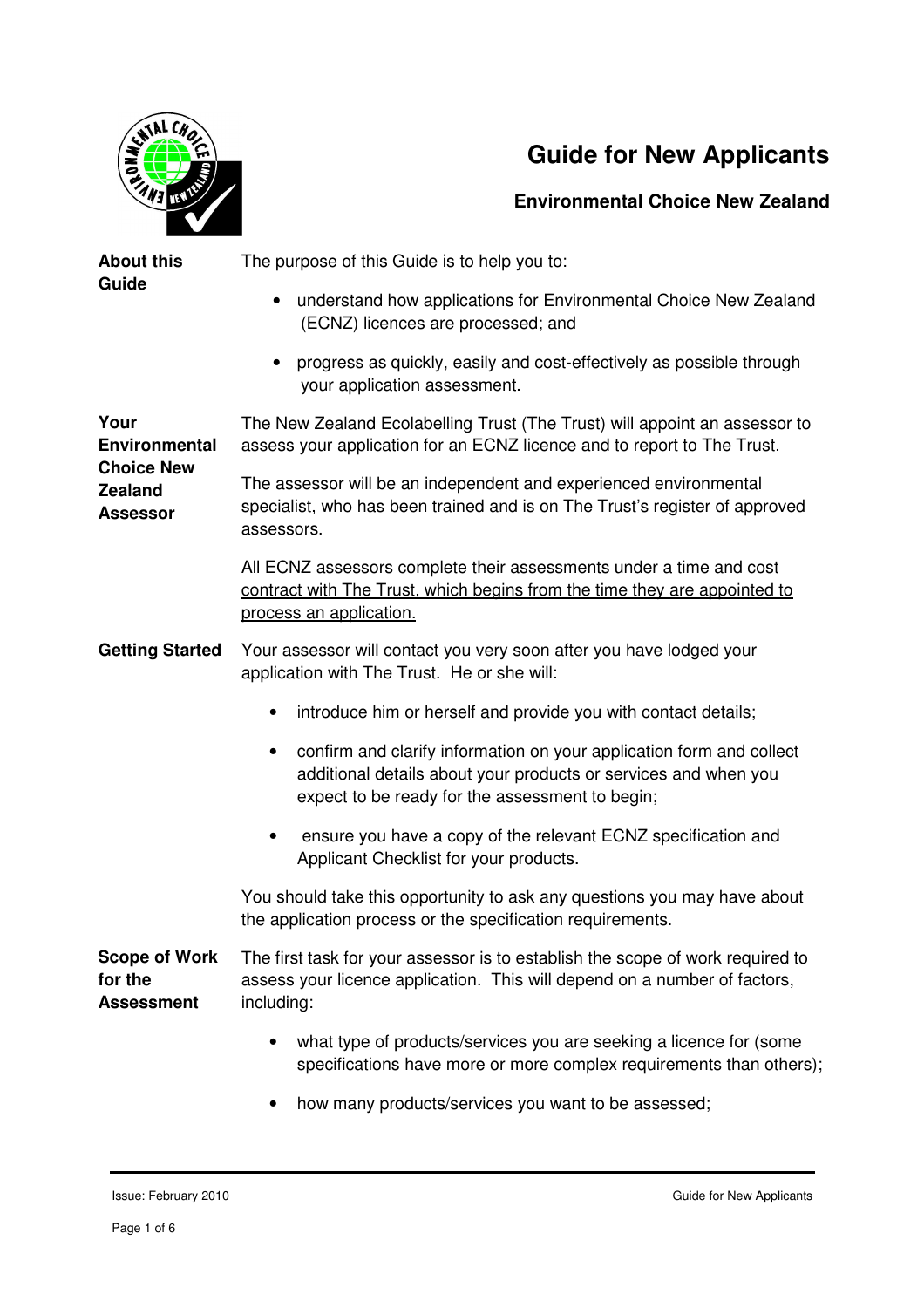# Guide for New Applicants

## Environmental Choice New Zealand

### About this Guide

The purpose of this Guide is to help you to:

- understand how applications for Environmental Choice New Zealand (ECNZ) licences are processed; and
- progress as quickly, easily and cost-effectively as possible through your application assessment.

### Your Environmental Choice New Zealand Assessor

The New Zealand Ecolabelling Trust (The Trust) will appoint an assessor to assess your application for an ECNZ licence and to report to The Trust.

The assessor will be an independent and experienced environmental specialist, who has been trained and is on The Trust's register of approved assessors.

<u>All ECNZ assessors complete their assessments under a time and cost contract with The Trust, which begins from the time they are appointed to process an application.</u>

### Getting Started

Your assessor will contact you very soon after you have lodged your application with The Trust. He or she will:

- introduce him or herself and provide you with contact details;
- confirm and clarify information on your application form and collect additional details about your products or services and when you expect to be ready for the assessment to begin;
- ensure you have a copy of the relevant ECNZ specification and Applicant Checklist for your products.

You should take this opportunity to ask any questions you may have about the application process or the specification requirements.

### Scope of Work for the Assessment

The first task for your assessor is to establish the scope of work required to assess your licence application. This will depend on a number of factors, including:

- what type of products/services you are seeking a licence for (some specifications have more or more complex requirements than others);
- how many products/services you want to be assessed;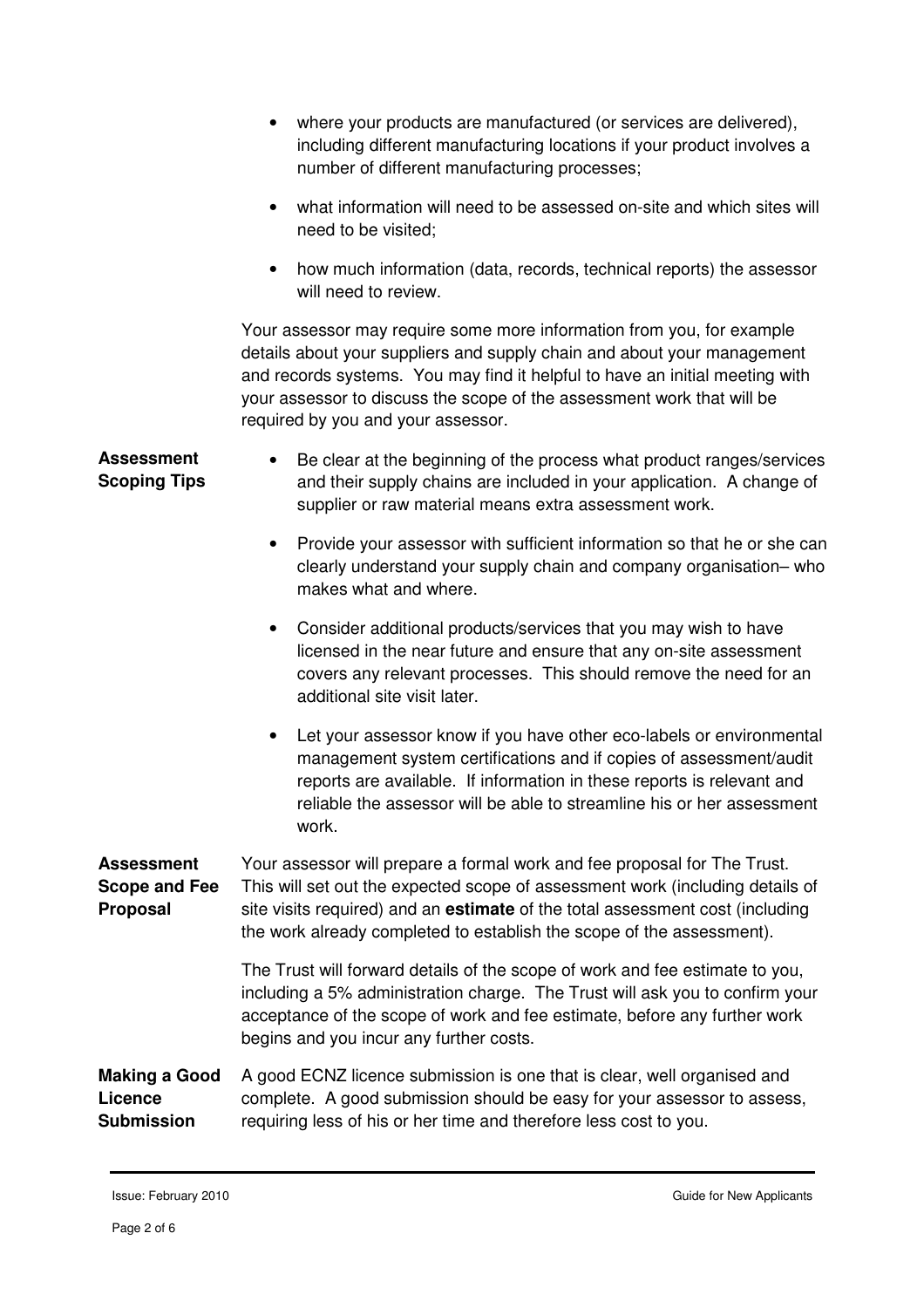- where your products are manufactured (or services are delivered), including different manufacturing locations if your product involves a number of different manufacturing processes;
- what information will need to be assessed on-site and which sites will need to be visited;
- how much information (data, records, technical reports) the assessor will need to review.

Your assessor may require some more information from you, for example details about your suppliers and supply chain and about your management and records systems. You may find it helpful to have an initial meeting with your assessor to discuss the scope of the assessment work that will be required by you and your assessor.

**Assessment Scoping Tips**

- Be clear at the beginning of the process what product ranges/services and their supply chains are included in your application. A change of supplier or raw material means extra assessment work.
- Provide your assessor with sufficient information so that he or she can clearly understand your supply chain and company organisation– who makes what and where.
- Consider additional products/services that you may wish to have licensed in the near future and ensure that any on-site assessment covers any relevant processes. This should remove the need for an additional site visit later.
- Let your assessor know if you have other eco-labels or environmental management system certifications and if copies of assessment/audit reports are available. If information in these reports is relevant and reliable the assessor will be able to streamline his or her assessment work.

**Assessment Scope and Fee Proposal**

Your assessor will prepare a formal work and fee proposal for The Trust. This will set out the expected scope of assessment work (including details of site visits required) and an **estimate** of the total assessment cost (including the work already completed to establish the scope of the assessment).

The Trust will forward details of the scope of work and fee estimate to you, including a 5% administration charge. The Trust will ask you to confirm your acceptance of the scope of work and fee estimate, before any further work begins and you incur any further costs.

**Making a Good Licence Submission**

A good ECNZ licence submission is one that is clear, well organised and complete. A good submission should be easy for your assessor to assess, requiring less of his or her time and therefore less cost to you.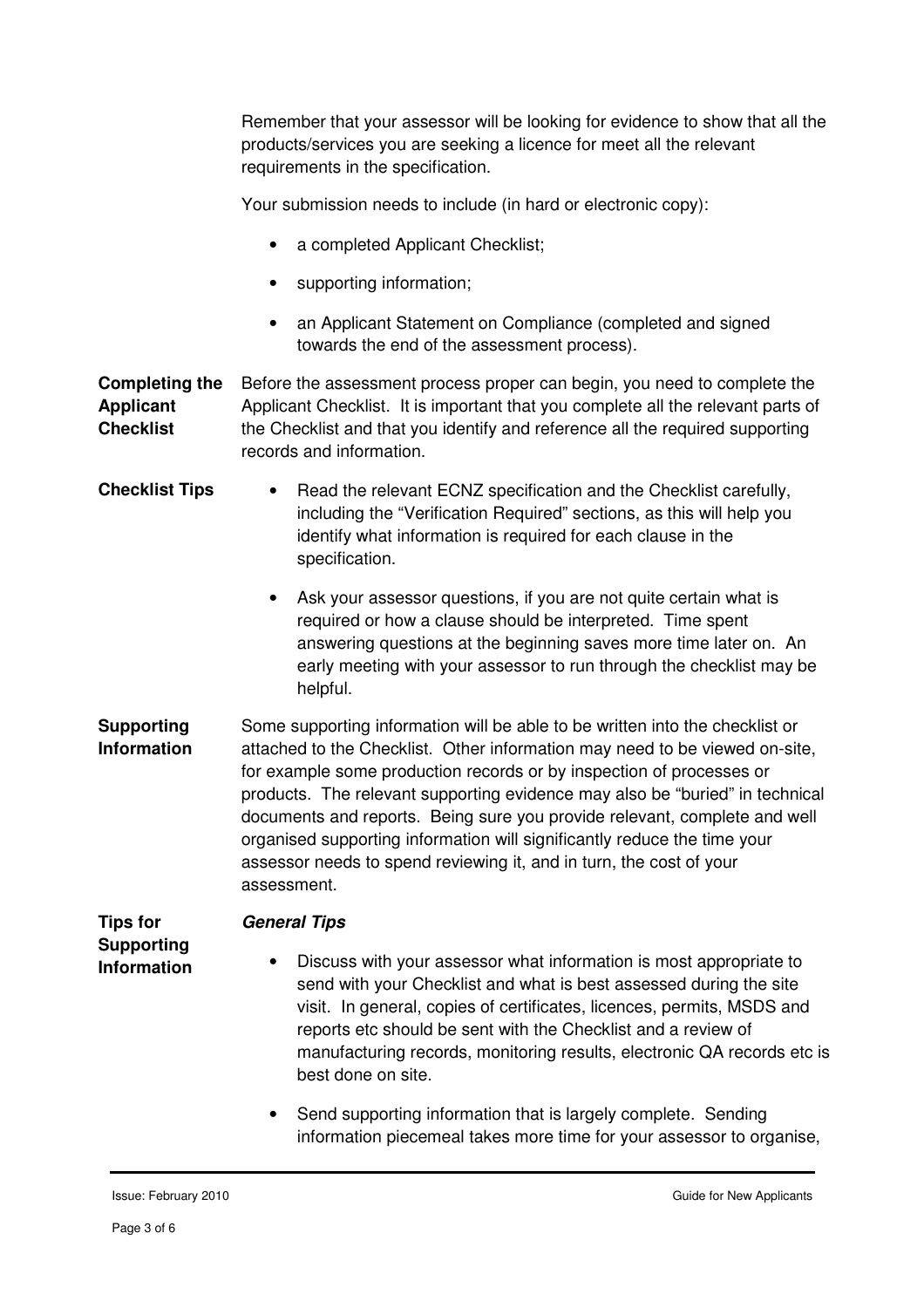Remember that your assessor will be looking for evidence to show that all the products/services you are seeking a licence for meet all the relevant requirements in the specification.

Your submission needs to include (in hard or electronic copy):

- a completed Applicant Checklist;
- supporting information;
- an Applicant Statement on Compliance (completed and signed towards the end of the assessment process).

**Completing the Applicant Checklist**

Before the assessment process proper can begin, you need to complete the Applicant Checklist. It is important that you complete all the relevant parts of the Checklist and that you identify and reference all the required supporting records and information.

**Checklist Tips**

- Read the relevant ECNZ specification and the Checklist carefully, including the "Verification Required" sections, as this will help you identify what information is required for each clause in the specification.
- Ask your assessor questions, if you are not quite certain what is required or how a clause should be interpreted. Time spent answering questions at the beginning saves more time later on. An early meeting with your assessor to run through the checklist may be helpful.

**Supporting Information**

Some supporting information will be able to be written into the checklist or attached to the Checklist. Other information may need to be viewed on-site, for example some production records or by inspection of processes or products. The relevant supporting evidence may also be "buried" in technical documents and reports. Being sure you provide relevant, complete and well organised supporting information will significantly reduce the time your assessor needs to spend reviewing it, and in turn, the cost of your assessment.

**Tips for Supporting Information**

***General Tips***

- Discuss with your assessor what information is most appropriate to send with your Checklist and what is best assessed during the site visit. In general, copies of certificates, licences, permits, MSDS and reports etc should be sent with the Checklist and a review of manufacturing records, monitoring results, electronic QA records etc is best done on site.
- Send supporting information that is largely complete. Sending information piecemeal takes more time for your assessor to organise,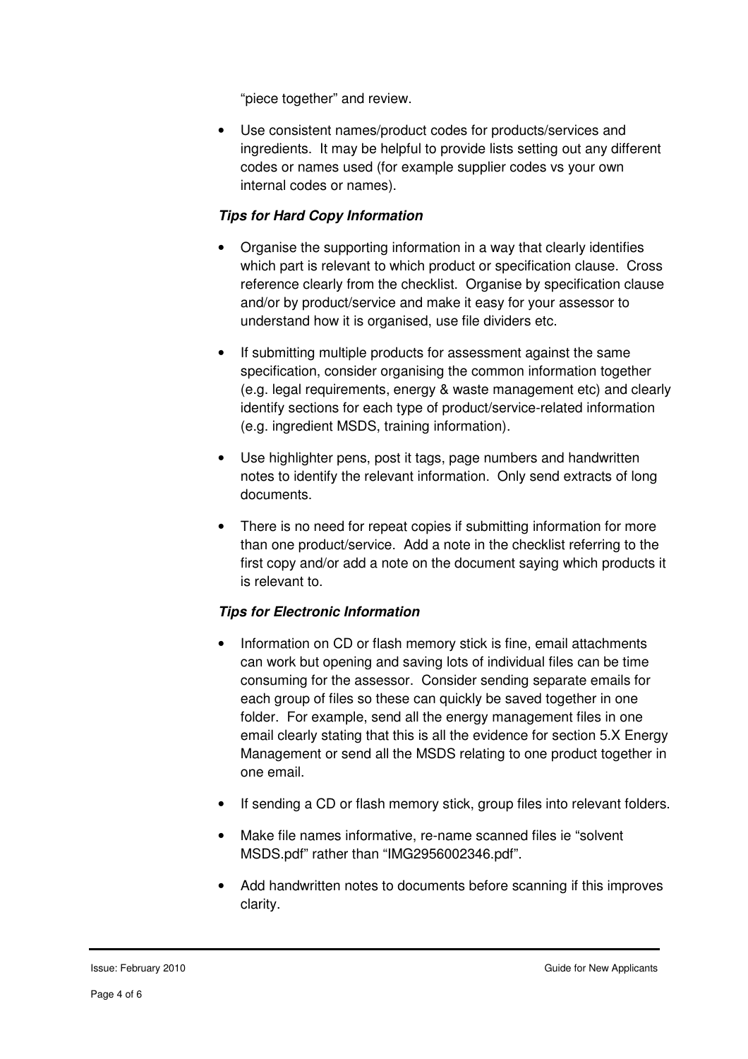"piece together" and review.

- Use consistent names/product codes for products/services and ingredients. It may be helpful to provide lists setting out any different codes or names used (for example supplier codes vs your own internal codes or names).

***Tips for Hard Copy Information***

- Organise the supporting information in a way that clearly identifies which part is relevant to which product or specification clause. Cross reference clearly from the checklist. Organise by specification clause and/or by product/service and make it easy for your assessor to understand how it is organised, use file dividers etc.

- If submitting multiple products for assessment against the same specification, consider organising the common information together (e.g. legal requirements, energy & waste management etc) and clearly identify sections for each type of product/service-related information (e.g. ingredient MSDS, training information).

- Use highlighter pens, post it tags, page numbers and handwritten notes to identify the relevant information. Only send extracts of long documents.

- There is no need for repeat copies if submitting information for more than one product/service. Add a note in the checklist referring to the first copy and/or add a note on the document saying which products it is relevant to.

***Tips for Electronic Information***

- Information on CD or flash memory stick is fine, email attachments can work but opening and saving lots of individual files can be time consuming for the assessor. Consider sending separate emails for each group of files so these can quickly be saved together in one folder. For example, send all the energy management files in one email clearly stating that this is all the evidence for section 5.X Energy Management or send all the MSDS relating to one product together in one email.

- If sending a CD or flash memory stick, group files into relevant folders.

- Make file names informative, re-name scanned files ie "solvent MSDS.pdf" rather than "IMG2956002346.pdf".

- Add handwritten notes to documents before scanning if this improves clarity.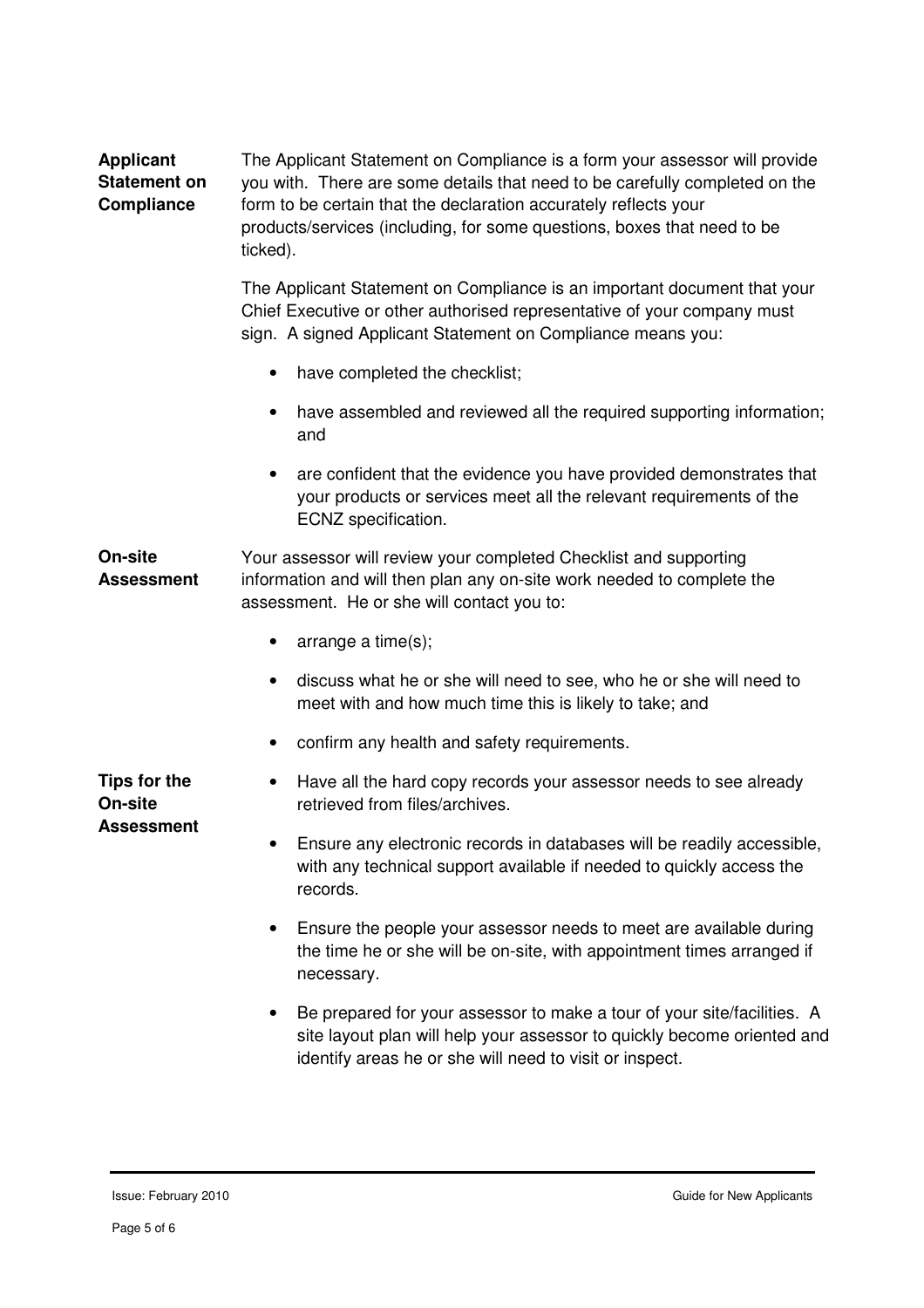**Applicant Statement on Compliance**

The Applicant Statement on Compliance is a form your assessor will provide you with. There are some details that need to be carefully completed on the form to be certain that the declaration accurately reflects your products/services (including, for some questions, boxes that need to be ticked).

The Applicant Statement on Compliance is an important document that your Chief Executive or other authorised representative of your company must sign. A signed Applicant Statement on Compliance means you:

- have completed the checklist;
- have assembled and reviewed all the required supporting information; and
- are confident that the evidence you have provided demonstrates that your products or services meet all the relevant requirements of the ECNZ specification.

**On-site Assessment**

Your assessor will review your completed Checklist and supporting information and will then plan any on-site work needed to complete the assessment. He or she will contact you to:

- arrange a time(s);
- discuss what he or she will need to see, who he or she will need to meet with and how much time this is likely to take; and
- confirm any health and safety requirements.

**Tips for the On-site Assessment**

- Have all the hard copy records your assessor needs to see already retrieved from files/archives.
- Ensure any electronic records in databases will be readily accessible, with any technical support available if needed to quickly access the records.
- Ensure the people your assessor needs to meet are available during the time he or she will be on-site, with appointment times arranged if necessary.
- Be prepared for your assessor to make a tour of your site/facilities. A site layout plan will help your assessor to quickly become oriented and identify areas he or she will need to visit or inspect.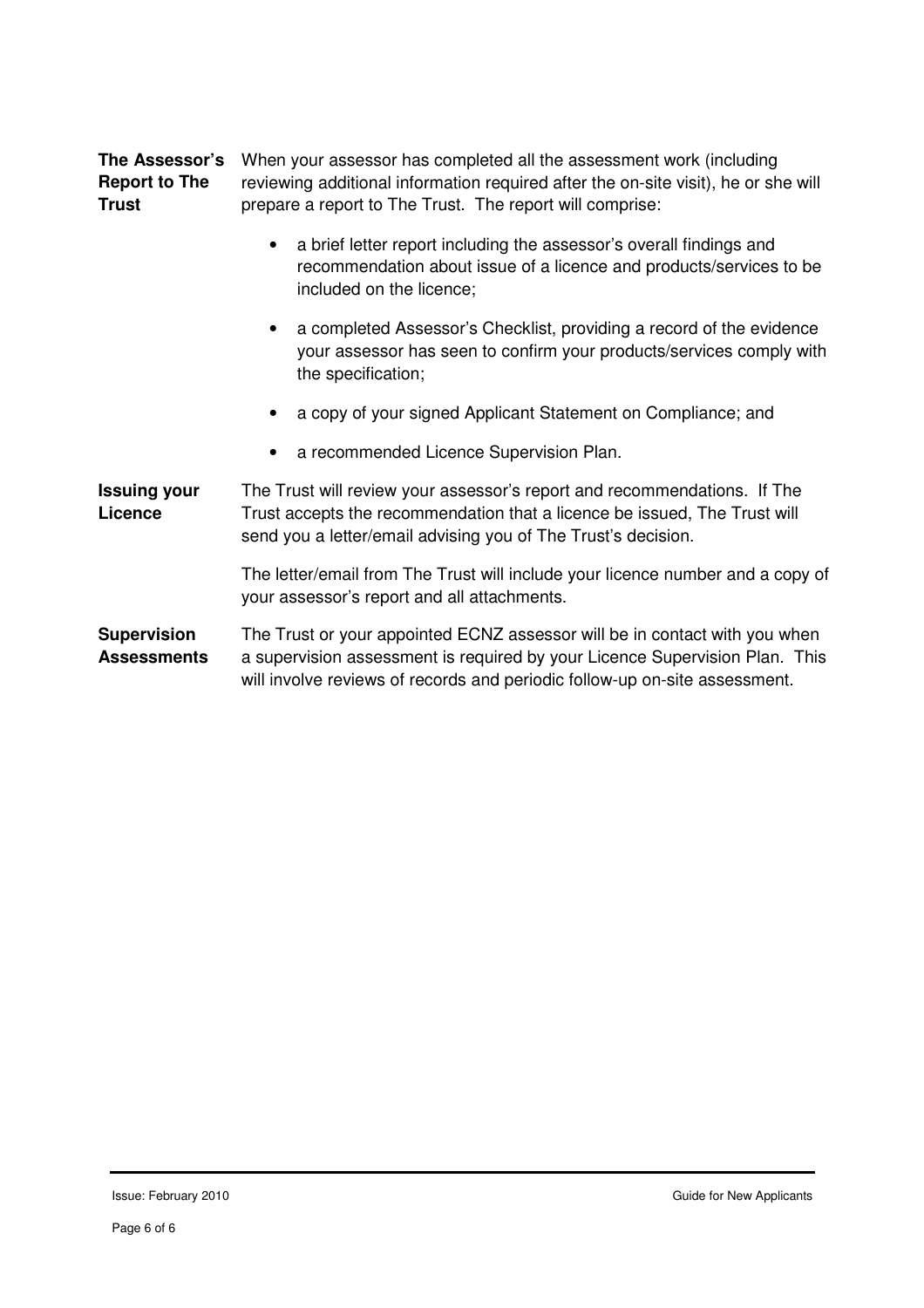**The Assessor's Report to The Trust**

When your assessor has completed all the assessment work (including reviewing additional information required after the on-site visit), he or she will prepare a report to The Trust. The report will comprise:

- a brief letter report including the assessor's overall findings and recommendation about issue of a licence and products/services to be included on the licence;
- a completed Assessor's Checklist, providing a record of the evidence your assessor has seen to confirm your products/services comply with the specification;
- a copy of your signed Applicant Statement on Compliance; and
- a recommended Licence Supervision Plan.

**Issuing your Licence**

The Trust will review your assessor's report and recommendations. If The Trust accepts the recommendation that a licence be issued, The Trust will send you a letter/email advising you of The Trust's decision.

The letter/email from The Trust will include your licence number and a copy of your assessor's report and all attachments.

**Supervision Assessments**

The Trust or your appointed ECNZ assessor will be in contact with you when a supervision assessment is required by your Licence Supervision Plan. This will involve reviews of records and periodic follow-up on-site assessment.